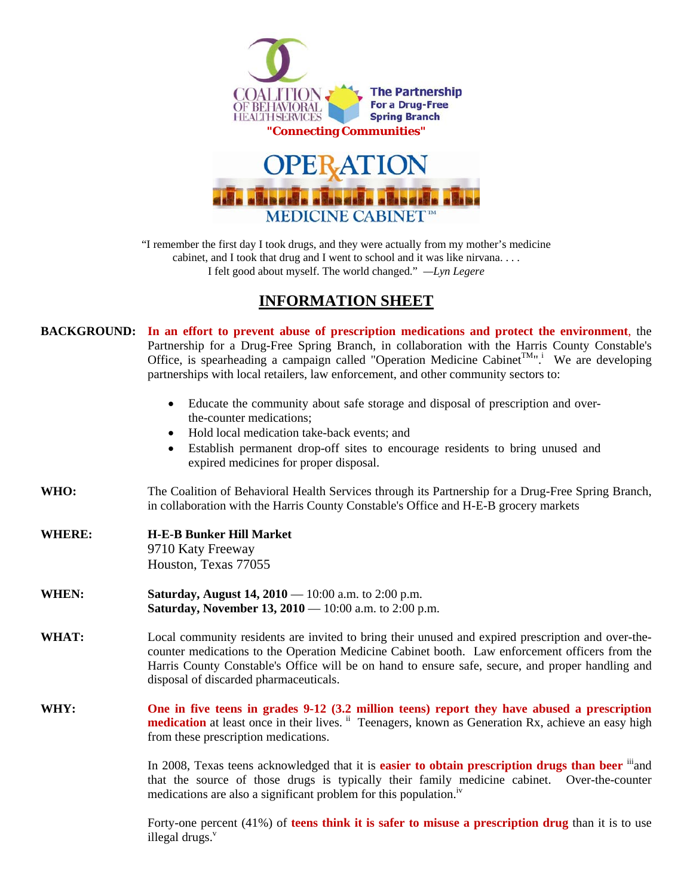COALITION OF BEHAVIORAL HEALTH SERVICES

The Partnership For a Drug-Free Spring Branch

**"Connecting Communities"**

OPERATION MEDICINE CABINET™

"I remember the first day I took drugs, and they were actually from my mother's medicine cabinet, and I took that drug and I went to school and it was like nirvana. . . . I felt good about myself. The world changed." —*Lyn Legere*

# INFORMATION SHEET

**BACKGROUND:** **In an effort to prevent abuse of prescription medications and protect the environment**, the Partnership for a Drug-Free Spring Branch, in collaboration with the Harris County Constable's Office, is spearheading a campaign called "Operation Medicine Cabinet™".[i] We are developing partnerships with local retailers, law enforcement, and other community sectors to:

- Educate the community about safe storage and disposal of prescription and over-the-counter medications;
- Hold local medication take-back events; and
- Establish permanent drop-off sites to encourage residents to bring unused and expired medicines for proper disposal.

**WHO:** The Coalition of Behavioral Health Services through its Partnership for a Drug-Free Spring Branch, in collaboration with the Harris County Constable's Office and H-E-B grocery markets

**WHERE:** **H-E-B Bunker Hill Market**
9710 Katy Freeway
Houston, Texas 77055

**WHEN:** **Saturday, August 14, 2010** — 10:00 a.m. to 2:00 p.m.
**Saturday, November 13, 2010** — 10:00 a.m. to 2:00 p.m.

**WHAT:** Local community residents are invited to bring their unused and expired prescription and over-the-counter medications to the Operation Medicine Cabinet booth. Law enforcement officers from the Harris County Constable's Office will be on hand to ensure safe, secure, and proper handling and disposal of discarded pharmaceuticals.

**WHY:** **One in five teens in grades 9-12 (3.2 million teens) report they have abused a prescription medication** at least once in their lives.[ii] Teenagers, known as Generation Rx, achieve an easy high from these prescription medications.

In 2008, Texas teens acknowledged that it is **easier to obtain prescription drugs than beer**[iii] and that the source of those drugs is typically their family medicine cabinet. Over-the-counter medications are also a significant problem for this population.[iv]

Forty-one percent (41%) of **teens think it is safer to misuse a prescription drug** than it is to use illegal drugs.[v]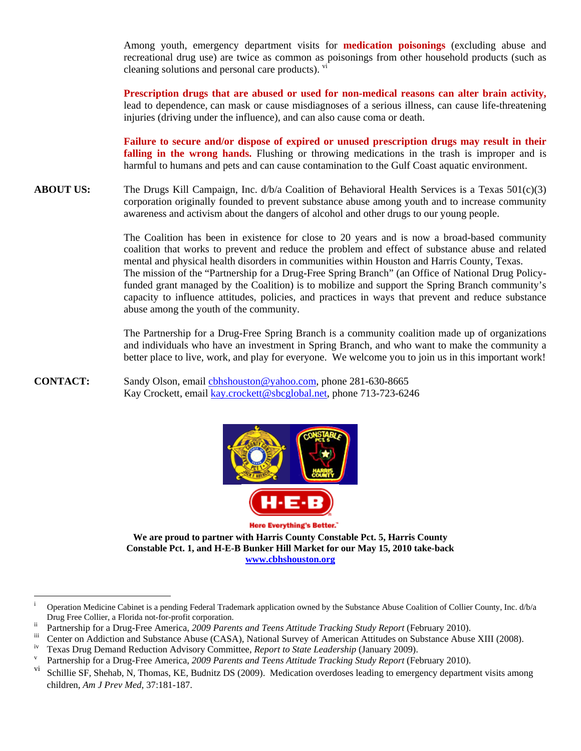Among youth, emergency department visits for **medication poisonings** (excluding abuse and recreational drug use) are twice as common as poisonings from other household products (such as cleaning solutions and personal care products). [vi]

**Prescription drugs that are abused or used for non-medical reasons can alter brain activity,** lead to dependence, can mask or cause misdiagnoses of a serious illness, can cause life-threatening injuries (driving under the influence), and can also cause coma or death.

**Failure to secure and/or dispose of expired or unused prescription drugs may result in their falling in the wrong hands.** Flushing or throwing medications in the trash is improper and is harmful to humans and pets and can cause contamination to the Gulf Coast aquatic environment.

**ABOUT US:** The Drugs Kill Campaign, Inc. d/b/a Coalition of Behavioral Health Services is a Texas 501(c)(3) corporation originally founded to prevent substance abuse among youth and to increase community awareness and activism about the dangers of alcohol and other drugs to our young people.

The Coalition has been in existence for close to 20 years and is now a broad-based community coalition that works to prevent and reduce the problem and effect of substance abuse and related mental and physical health disorders in communities within Houston and Harris County, Texas. The mission of the "Partnership for a Drug-Free Spring Branch" (an Office of National Drug Policy-funded grant managed by the Coalition) is to mobilize and support the Spring Branch community's capacity to influence attitudes, policies, and practices in ways that prevent and reduce substance abuse among the youth of the community.

The Partnership for a Drug-Free Spring Branch is a community coalition made up of organizations and individuals who have an investment in Spring Branch, and who want to make the community a better place to live, work, and play for everyone. We welcome you to join us in this important work!

**CONTACT:** Sandy Olson, email cbhshouston@yahoo.com, phone 281-630-8665
Kay Crockett, email kay.crockett@sbcglobal.net, phone 713-723-6246

H-E-B
Here Everything's Better.

**We are proud to partner with Harris County Constable Pct. 5, Harris County Constable Pct. 1, and H-E-B Bunker Hill Market for our May 15, 2010 take-back**
**www.cbhshouston.org**

---

[i] Operation Medicine Cabinet is a pending Federal Trademark application owned by the Substance Abuse Coalition of Collier County, Inc. d/b/a Drug Free Collier, a Florida not-for-profit corporation.

[ii] Partnership for a Drug-Free America, *2009 Parents and Teens Attitude Tracking Study Report* (February 2010).

[iii] Center on Addiction and Substance Abuse (CASA), National Survey of American Attitudes on Substance Abuse XIII (2008).

[iv] Texas Drug Demand Reduction Advisory Committee, *Report to State Leadership* (January 2009).

[v] Partnership for a Drug-Free America, *2009 Parents and Teens Attitude Tracking Study Report* (February 2010).

[vi] Schillie SF, Shehab, N, Thomas, KE, Budnitz DS (2009). Medication overdoses leading to emergency department visits among children, *Am J Prev Med*, 37:181-187.